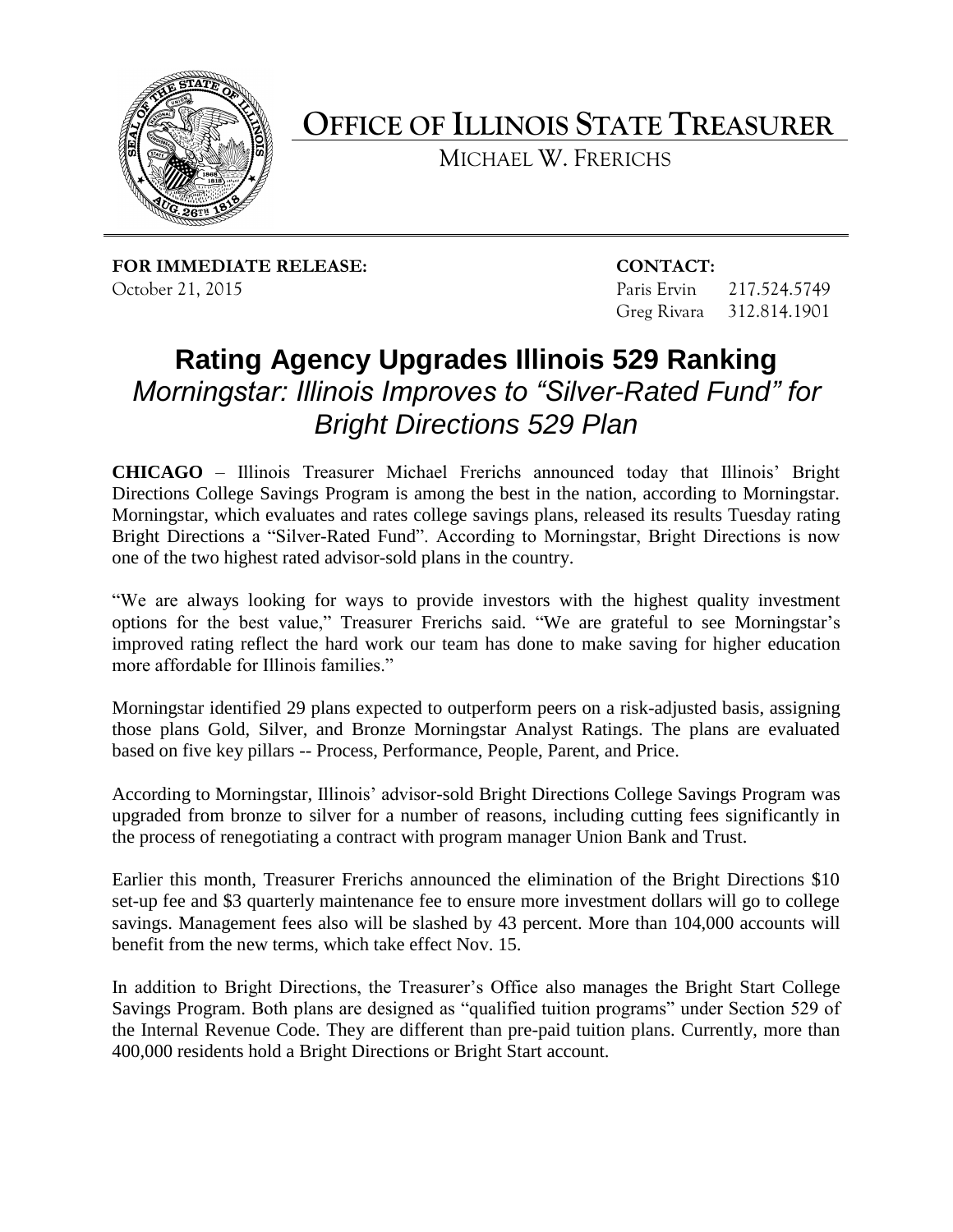# OFFICE OF ILLINOIS STATE TREASURER

MICHAEL W. FRERICHS

**FOR IMMEDIATE RELEASE:**
October 21, 2015

**CONTACT:**
Paris Ervin 217.524.5749
Greg Rivara 312.814.1901

# Rating Agency Upgrades Illinois 529 Ranking

## *Morningstar: Illinois Improves to "Silver-Rated Fund" for Bright Directions 529 Plan*

**CHICAGO** – Illinois Treasurer Michael Frerichs announced today that Illinois' Bright Directions College Savings Program is among the best in the nation, according to Morningstar. Morningstar, which evaluates and rates college savings plans, released its results Tuesday rating Bright Directions a "Silver-Rated Fund". According to Morningstar, Bright Directions is now one of the two highest rated advisor-sold plans in the country.

"We are always looking for ways to provide investors with the highest quality investment options for the best value," Treasurer Frerichs said. "We are grateful to see Morningstar's improved rating reflect the hard work our team has done to make saving for higher education more affordable for Illinois families."

Morningstar identified 29 plans expected to outperform peers on a risk-adjusted basis, assigning those plans Gold, Silver, and Bronze Morningstar Analyst Ratings. The plans are evaluated based on five key pillars -- Process, Performance, People, Parent, and Price.

According to Morningstar, Illinois' advisor-sold Bright Directions College Savings Program was upgraded from bronze to silver for a number of reasons, including cutting fees significantly in the process of renegotiating a contract with program manager Union Bank and Trust.

Earlier this month, Treasurer Frerichs announced the elimination of the Bright Directions $10 set-up fee and $3 quarterly maintenance fee to ensure more investment dollars will go to college savings. Management fees also will be slashed by 43 percent. More than 104,000 accounts will benefit from the new terms, which take effect Nov. 15.

In addition to Bright Directions, the Treasurer's Office also manages the Bright Start College Savings Program. Both plans are designed as "qualified tuition programs" under Section 529 of the Internal Revenue Code. They are different than pre-paid tuition plans. Currently, more than 400,000 residents hold a Bright Directions or Bright Start account.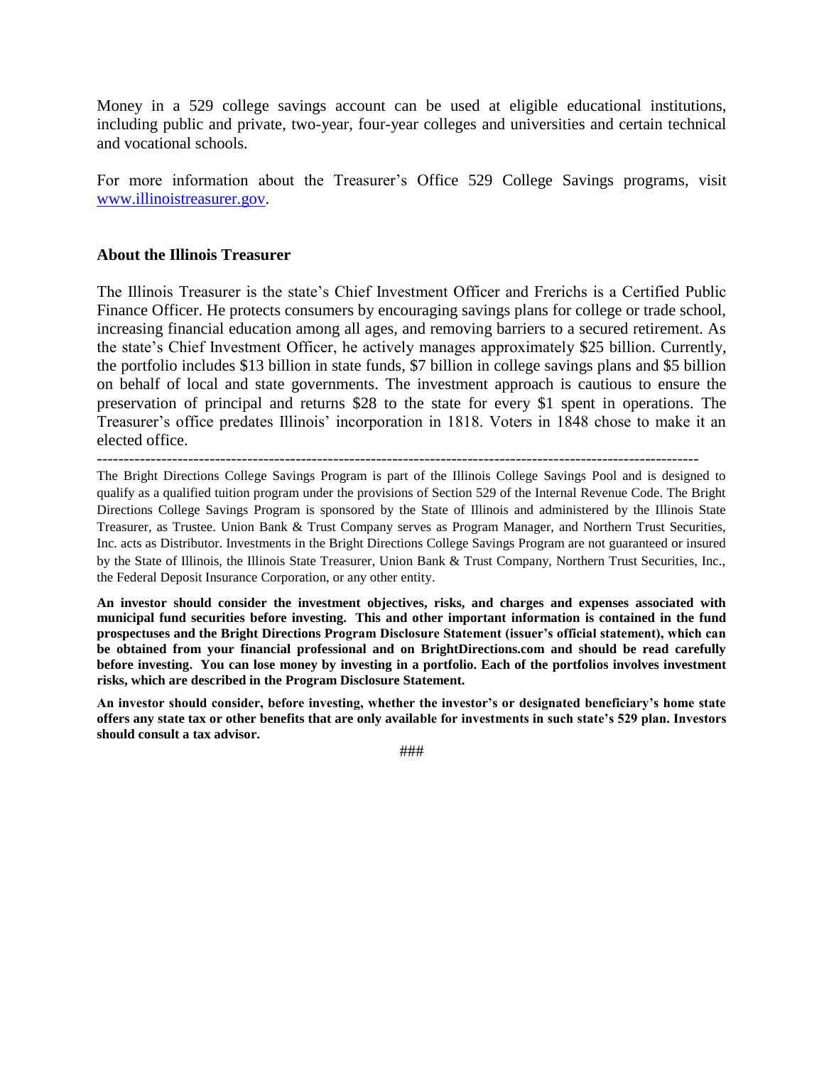Money in a 529 college savings account can be used at eligible educational institutions, including public and private, two-year, four-year colleges and universities and certain technical and vocational schools.

For more information about the Treasurer's Office 529 College Savings programs, visit [www.illinoistreasurer.gov](http://www.illinoistreasurer.gov).

### About the Illinois Treasurer

The Illinois Treasurer is the state's Chief Investment Officer and Frerichs is a Certified Public Finance Officer. He protects consumers by encouraging savings plans for college or trade school, increasing financial education among all ages, and removing barriers to a secured retirement. As the state's Chief Investment Officer, he actively manages approximately $25 billion. Currently, the portfolio includes $13 billion in state funds, $7 billion in college savings plans and $5 billion on behalf of local and state governments. The investment approach is cautious to ensure the preservation of principal and returns $28 to the state for every $1 spent in operations. The Treasurer's office predates Illinois' incorporation in 1818. Voters in 1848 chose to make it an elected office.

---

The Bright Directions College Savings Program is part of the Illinois College Savings Pool and is designed to qualify as a qualified tuition program under the provisions of Section 529 of the Internal Revenue Code. The Bright Directions College Savings Program is sponsored by the State of Illinois and administered by the Illinois State Treasurer, as Trustee. Union Bank & Trust Company serves as Program Manager, and Northern Trust Securities, Inc. acts as Distributor. Investments in the Bright Directions College Savings Program are not guaranteed or insured by the State of Illinois, the Illinois State Treasurer, Union Bank & Trust Company, Northern Trust Securities, Inc., the Federal Deposit Insurance Corporation, or any other entity.

**An investor should consider the investment objectives, risks, and charges and expenses associated with municipal fund securities before investing. This and other important information is contained in the fund prospectuses and the Bright Directions Program Disclosure Statement (issuer's official statement), which can be obtained from your financial professional and on BrightDirections.com and should be read carefully before investing. You can lose money by investing in a portfolio. Each of the portfolios involves investment risks, which are described in the Program Disclosure Statement.**

**An investor should consider, before investing, whether the investor's or designated beneficiary's home state offers any state tax or other benefits that are only available for investments in such state's 529 plan. Investors should consult a tax advisor.**

###